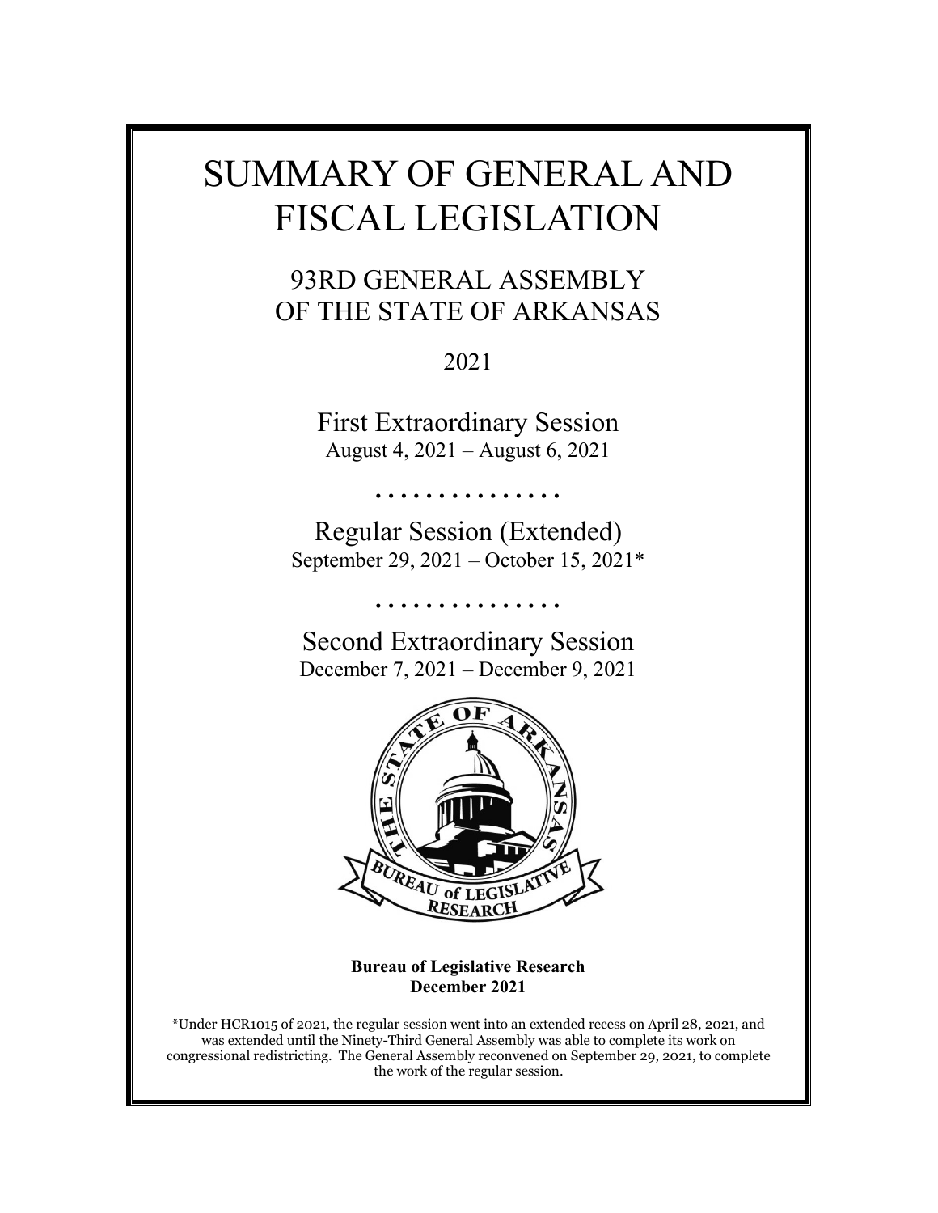# SUMMARY OF GENERAL AND FISCAL LEGISLATION

## 93RD GENERAL ASSEMBLY OF THE STATE OF ARKANSAS

2021

First Extraordinary Session

August 4, 2021 – August 6, 2021

. . . . . . . . . . . . . . .

Regular Session (Extended)

September 29, 2021 – October 15, 2021*

. . . . . . . . . . . . . . .

Second Extraordinary Session

December 7, 2021 – December 9, 2021

**Bureau of Legislative Research**
**December 2021**

*Under HCR1015 of 2021, the regular session went into an extended recess on April 28, 2021, and was extended until the Ninety-Third General Assembly was able to complete its work on congressional redistricting. The General Assembly reconvened on September 29, 2021, to complete the work of the regular session.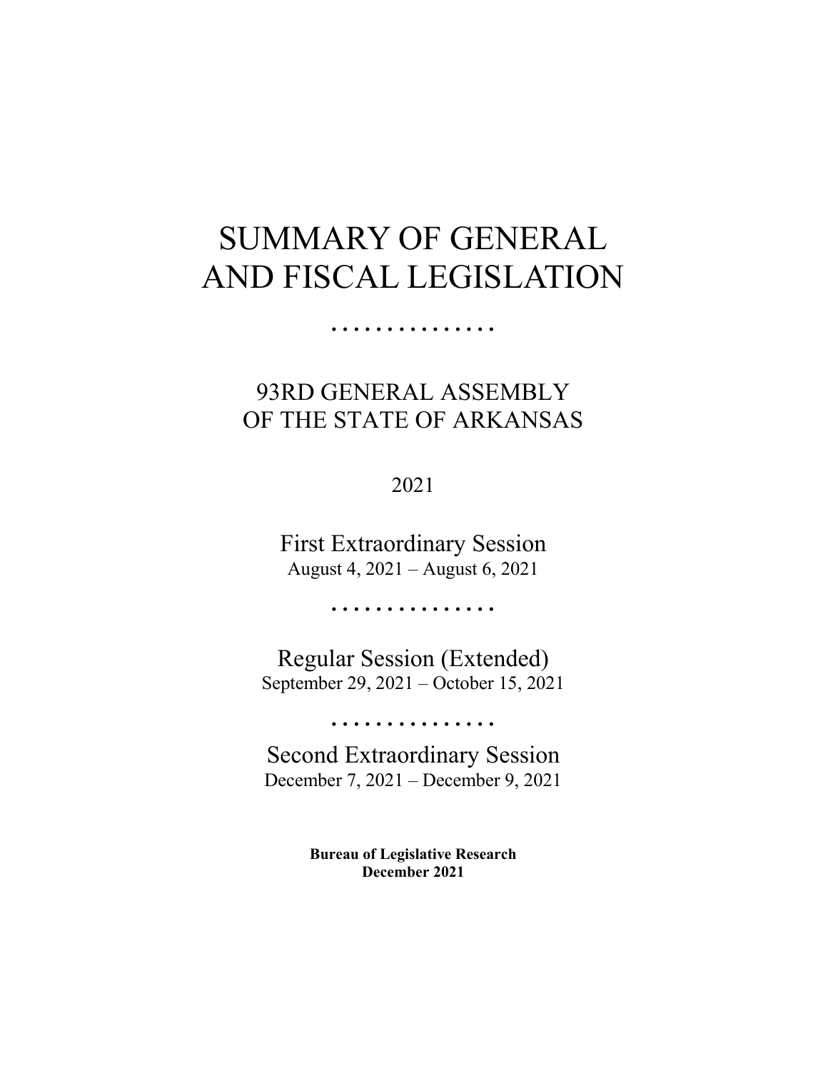# SUMMARY OF GENERAL AND FISCAL LEGISLATION

. . . . . . . . . . . . . . .

## 93RD GENERAL ASSEMBLY OF THE STATE OF ARKANSAS

2021

First Extraordinary Session
August 4, 2021 – August 6, 2021

. . . . . . . . . . . . . . .

Regular Session (Extended)
September 29, 2021 – October 15, 2021

. . . . . . . . . . . . . . .

Second Extraordinary Session
December 7, 2021 – December 9, 2021

**Bureau of Legislative Research**
**December 2021**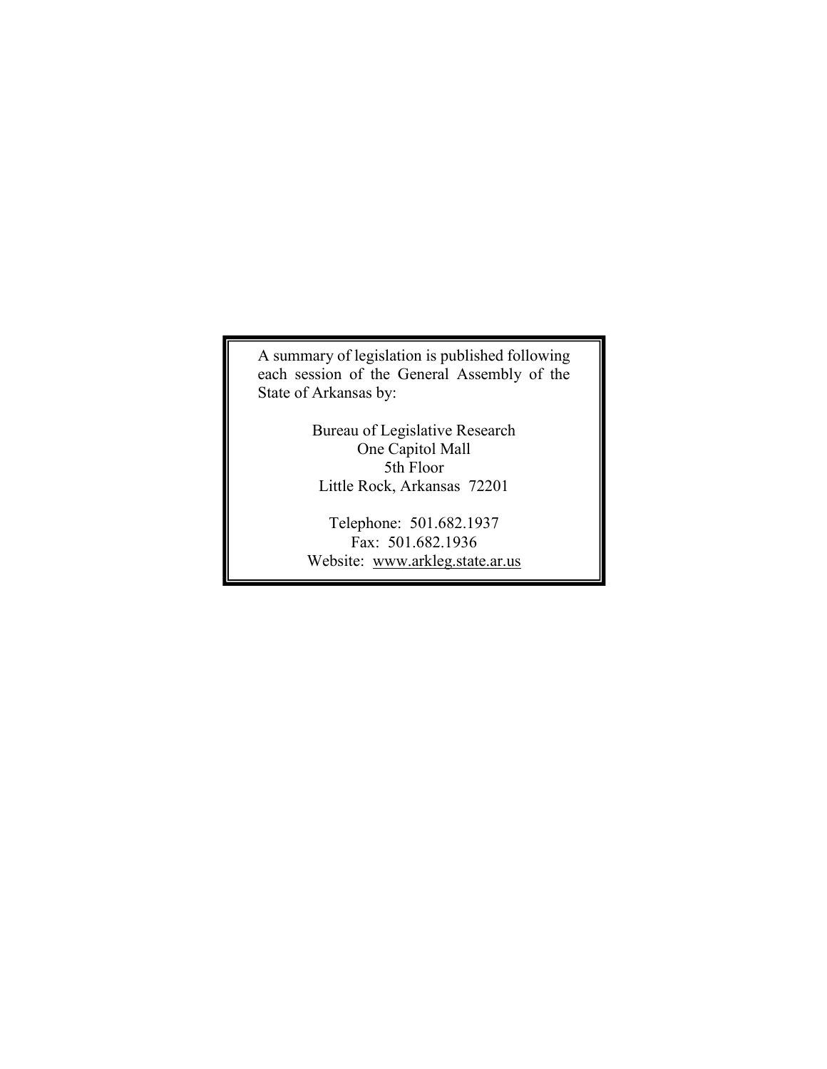A summary of legislation is published following each session of the General Assembly of the State of Arkansas by:

Bureau of Legislative Research
One Capitol Mall
5th Floor
Little Rock, Arkansas 72201

Telephone: 501.682.1937
Fax: 501.682.1936
Website: www.arkleg.state.ar.us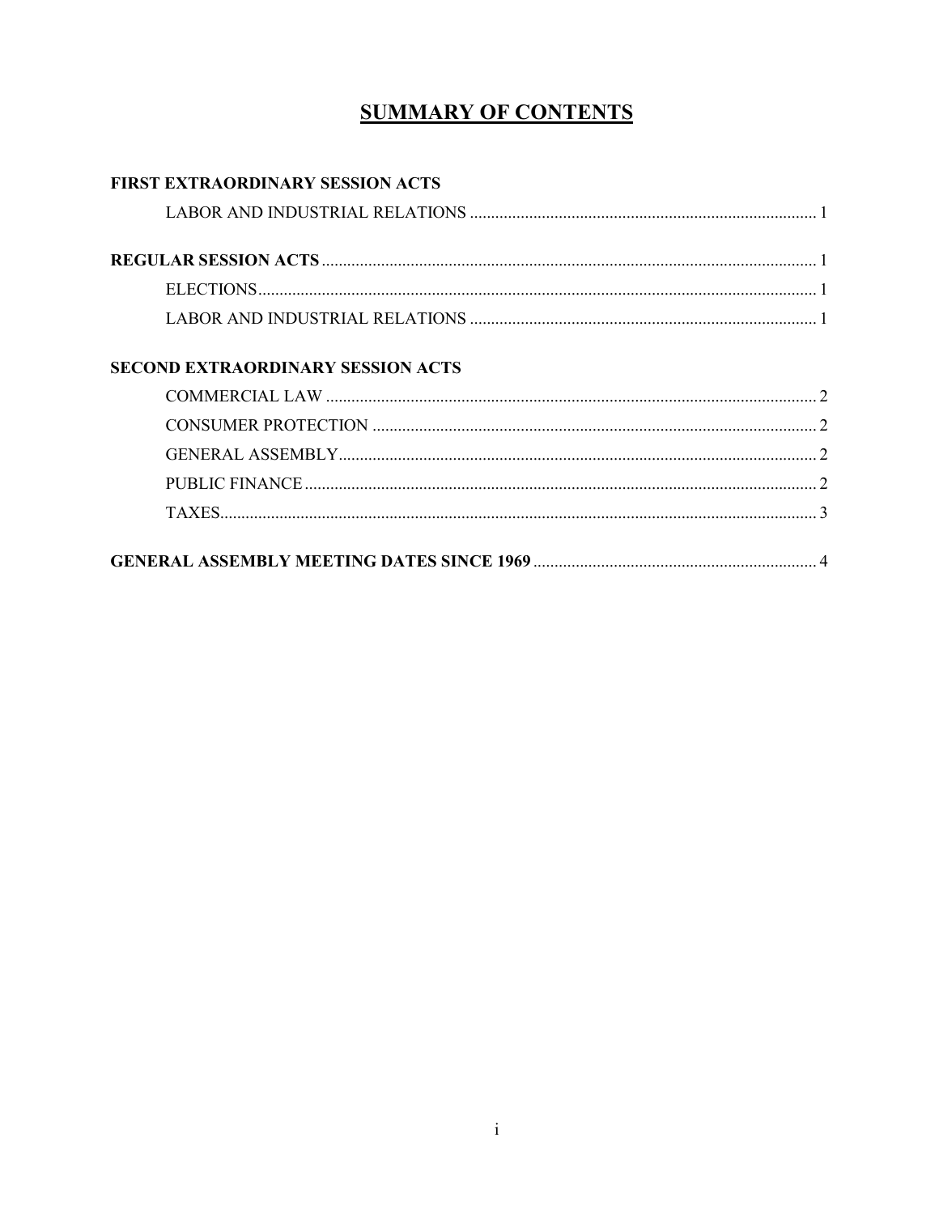# SUMMARY OF CONTENTS

**FIRST EXTRAORDINARY SESSION ACTS**

- LABOR AND INDUSTRIAL RELATIONS ........ 1

**REGULAR SESSION ACTS** ........ 1

- ELECTIONS ........ 1
- LABOR AND INDUSTRIAL RELATIONS ........ 1

**SECOND EXTRAORDINARY SESSION ACTS**

- COMMERCIAL LAW ........ 2
- CONSUMER PROTECTION ........ 2
- GENERAL ASSEMBLY ........ 2
- PUBLIC FINANCE ........ 2
- TAXES ........ 3

**GENERAL ASSEMBLY MEETING DATES SINCE 1969** ........ 4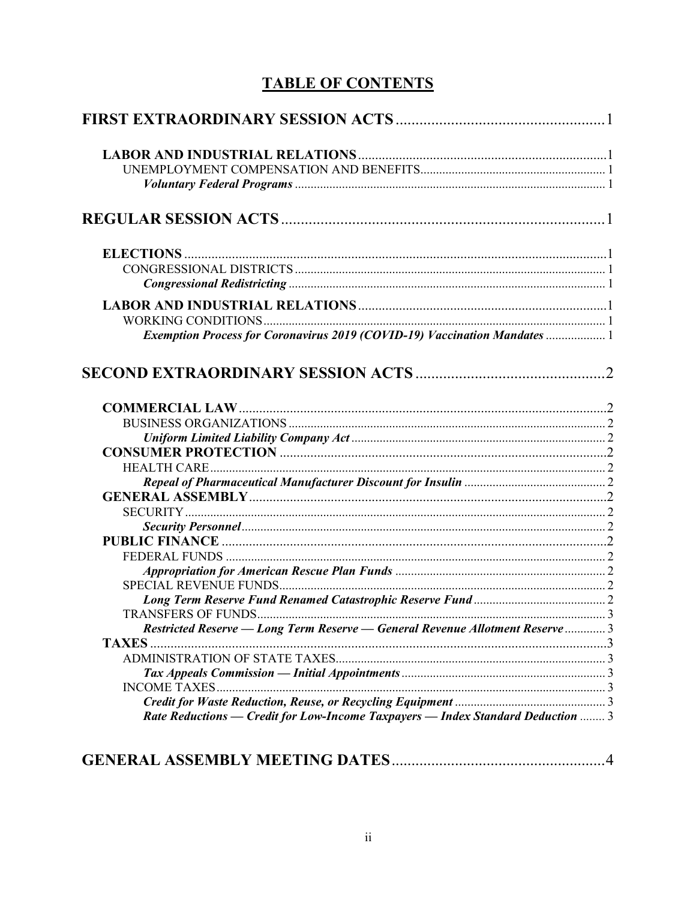# TABLE OF CONTENTS

**FIRST EXTRAORDINARY SESSION ACTS** ..... 1

- **LABOR AND INDUSTRIAL RELATIONS** ..... 1
  - UNEMPLOYMENT COMPENSATION AND BENEFITS ..... 1
    - ***Voluntary Federal Programs*** ..... 1

**REGULAR SESSION ACTS** ..... 1

- **ELECTIONS** ..... 1
  - CONGRESSIONAL DISTRICTS ..... 1
    - ***Congressional Redistricting*** ..... 1
- **LABOR AND INDUSTRIAL RELATIONS** ..... 1
  - WORKING CONDITIONS ..... 1
    - ***Exemption Process for Coronavirus 2019 (COVID-19) Vaccination Mandates*** ..... 1

**SECOND EXTRAORDINARY SESSION ACTS** ..... 2

- **COMMERCIAL LAW** ..... 2
  - BUSINESS ORGANIZATIONS ..... 2
    - ***Uniform Limited Liability Company Act*** ..... 2
- **CONSUMER PROTECTION** ..... 2
  - HEALTH CARE ..... 2
    - ***Repeal of Pharmaceutical Manufacturer Discount for Insulin*** ..... 2
- **GENERAL ASSEMBLY** ..... 2
  - SECURITY ..... 2
    - ***Security Personnel*** ..... 2
- **PUBLIC FINANCE** ..... 2
  - FEDERAL FUNDS ..... 2
    - ***Appropriation for American Rescue Plan Funds*** ..... 2
  - SPECIAL REVENUE FUNDS ..... 2
    - ***Long Term Reserve Fund Renamed Catastrophic Reserve Fund*** ..... 2
  - TRANSFERS OF FUNDS ..... 3
    - ***Restricted Reserve — Long Term Reserve — General Revenue Allotment Reserve*** ..... 3
- **TAXES** ..... 3
  - ADMINISTRATION OF STATE TAXES ..... 3
    - ***Tax Appeals Commission — Initial Appointments*** ..... 3
  - INCOME TAXES ..... 3
    - ***Credit for Waste Reduction, Reuse, or Recycling Equipment*** ..... 3
    - ***Rate Reductions — Credit for Low-Income Taxpayers — Index Standard Deduction*** ..... 3

**GENERAL ASSEMBLY MEETING DATES** ..... 4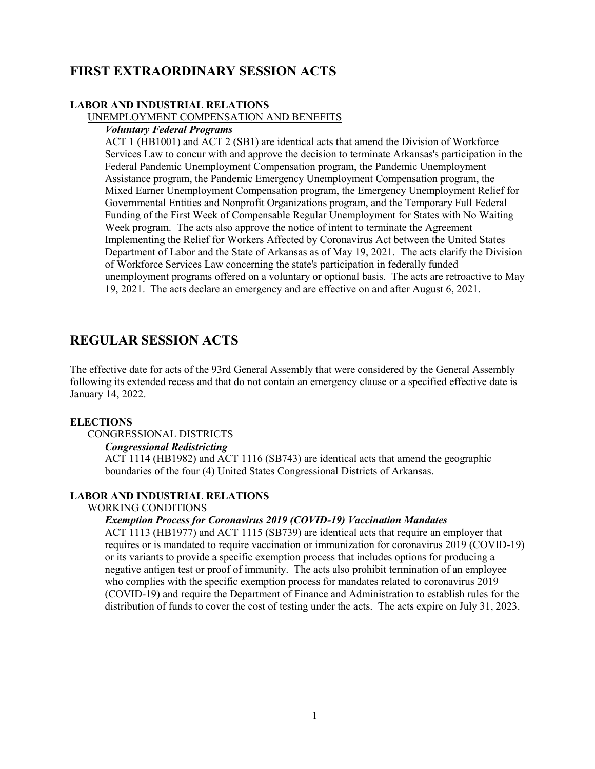# FIRST EXTRAORDINARY SESSION ACTS

### LABOR AND INDUSTRIAL RELATIONS

UNEMPLOYMENT COMPENSATION AND BENEFITS

***Voluntary Federal Programs***

ACT 1 (HB1001) and ACT 2 (SB1) are identical acts that amend the Division of Workforce Services Law to concur with and approve the decision to terminate Arkansas's participation in the Federal Pandemic Unemployment Compensation program, the Pandemic Unemployment Assistance program, the Pandemic Emergency Unemployment Compensation program, the Mixed Earner Unemployment Compensation program, the Emergency Unemployment Relief for Governmental Entities and Nonprofit Organizations program, and the Temporary Full Federal Funding of the First Week of Compensable Regular Unemployment for States with No Waiting Week program. The acts also approve the notice of intent to terminate the Agreement Implementing the Relief for Workers Affected by Coronavirus Act between the United States Department of Labor and the State of Arkansas as of May 19, 2021. The acts clarify the Division of Workforce Services Law concerning the state's participation in federally funded unemployment programs offered on a voluntary or optional basis. The acts are retroactive to May 19, 2021. The acts declare an emergency and are effective on and after August 6, 2021.

# REGULAR SESSION ACTS

The effective date for acts of the 93rd General Assembly that were considered by the General Assembly following its extended recess and that do not contain an emergency clause or a specified effective date is January 14, 2022.

### ELECTIONS

CONGRESSIONAL DISTRICTS

***Congressional Redistricting***

ACT 1114 (HB1982) and ACT 1116 (SB743) are identical acts that amend the geographic boundaries of the four (4) United States Congressional Districts of Arkansas.

### LABOR AND INDUSTRIAL RELATIONS

WORKING CONDITIONS

***Exemption Process for Coronavirus 2019 (COVID-19) Vaccination Mandates***

ACT 1113 (HB1977) and ACT 1115 (SB739) are identical acts that require an employer that requires or is mandated to require vaccination or immunization for coronavirus 2019 (COVID-19) or its variants to provide a specific exemption process that includes options for producing a negative antigen test or proof of immunity. The acts also prohibit termination of an employee who complies with the specific exemption process for mandates related to coronavirus 2019 (COVID-19) and require the Department of Finance and Administration to establish rules for the distribution of funds to cover the cost of testing under the acts. The acts expire on July 31, 2023.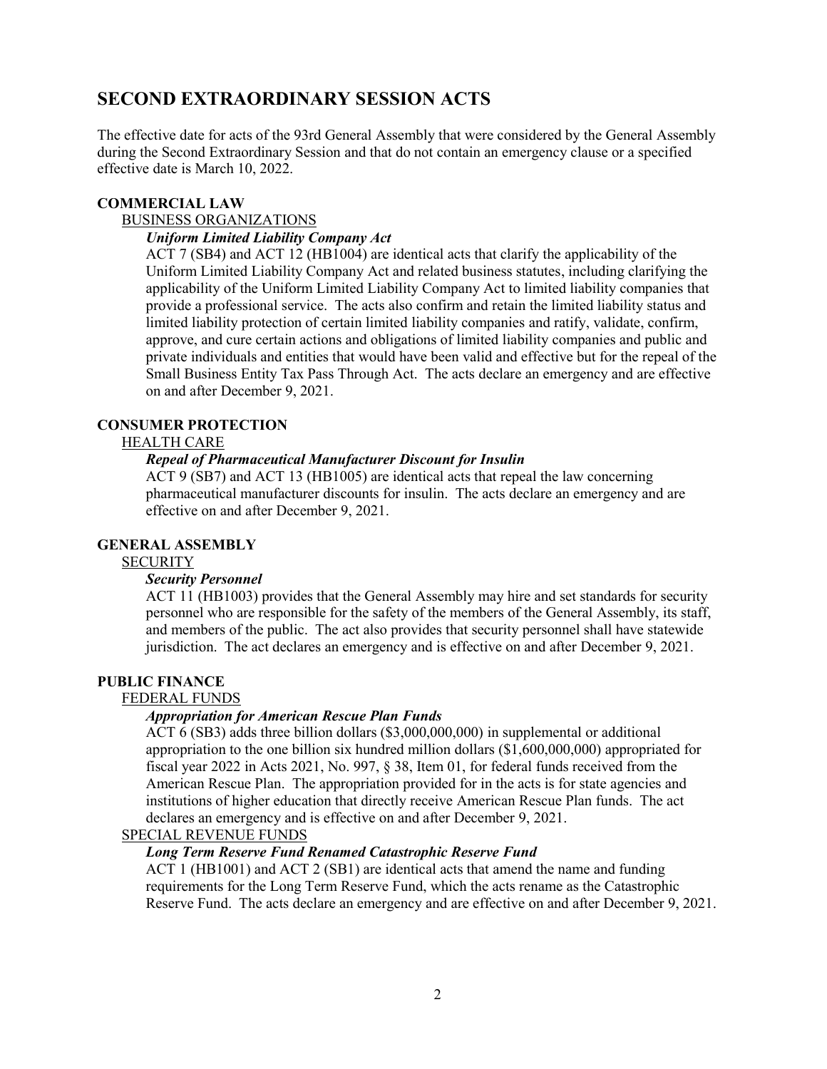# SECOND EXTRAORDINARY SESSION ACTS

The effective date for acts of the 93rd General Assembly that were considered by the General Assembly during the Second Extraordinary Session and that do not contain an emergency clause or a specified effective date is March 10, 2022.

## COMMERCIAL LAW

### BUSINESS ORGANIZATIONS

#### *Uniform Limited Liability Company Act*

ACT 7 (SB4) and ACT 12 (HB1004) are identical acts that clarify the applicability of the Uniform Limited Liability Company Act and related business statutes, including clarifying the applicability of the Uniform Limited Liability Company Act to limited liability companies that provide a professional service. The acts also confirm and retain the limited liability status and limited liability protection of certain limited liability companies and ratify, validate, confirm, approve, and cure certain actions and obligations of limited liability companies and public and private individuals and entities that would have been valid and effective but for the repeal of the Small Business Entity Tax Pass Through Act. The acts declare an emergency and are effective on and after December 9, 2021.

## CONSUMER PROTECTION

### HEALTH CARE

#### *Repeal of Pharmaceutical Manufacturer Discount for Insulin*

ACT 9 (SB7) and ACT 13 (HB1005) are identical acts that repeal the law concerning pharmaceutical manufacturer discounts for insulin. The acts declare an emergency and are effective on and after December 9, 2021.

## GENERAL ASSEMBLY

### SECURITY

#### *Security Personnel*

ACT 11 (HB1003) provides that the General Assembly may hire and set standards for security personnel who are responsible for the safety of the members of the General Assembly, its staff, and members of the public. The act also provides that security personnel shall have statewide jurisdiction. The act declares an emergency and is effective on and after December 9, 2021.

## PUBLIC FINANCE

### FEDERAL FUNDS

#### *Appropriation for American Rescue Plan Funds*

ACT 6 (SB3) adds three billion dollars ($3,000,000,000) in supplemental or additional appropriation to the one billion six hundred million dollars ($1,600,000,000) appropriated for fiscal year 2022 in Acts 2021, No. 997, § 38, Item 01, for federal funds received from the American Rescue Plan. The appropriation provided for in the acts is for state agencies and institutions of higher education that directly receive American Rescue Plan funds. The act declares an emergency and is effective on and after December 9, 2021.

### SPECIAL REVENUE FUNDS

#### *Long Term Reserve Fund Renamed Catastrophic Reserve Fund*

ACT 1 (HB1001) and ACT 2 (SB1) are identical acts that amend the name and funding requirements for the Long Term Reserve Fund, which the acts rename as the Catastrophic Reserve Fund. The acts declare an emergency and are effective on and after December 9, 2021.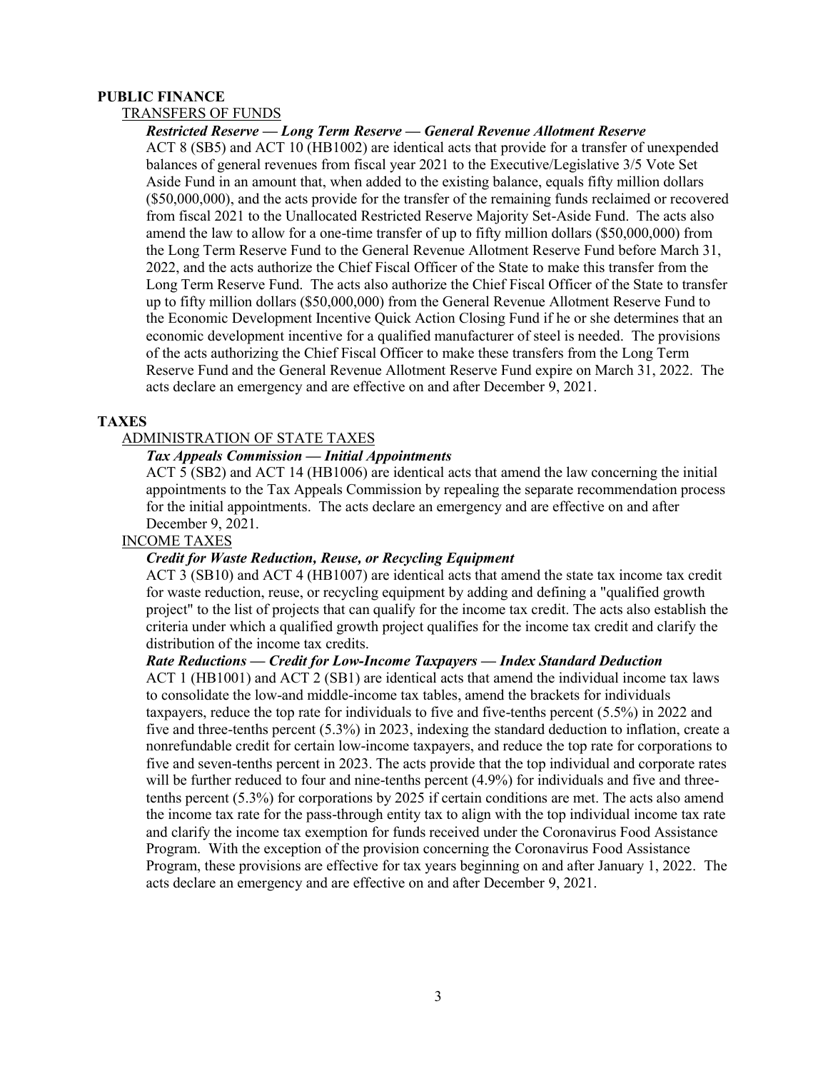## PUBLIC FINANCE

### TRANSFERS OF FUNDS

***Restricted Reserve — Long Term Reserve — General Revenue Allotment Reserve***

ACT 8 (SB5) and ACT 10 (HB1002) are identical acts that provide for a transfer of unexpended balances of general revenues from fiscal year 2021 to the Executive/Legislative 3/5 Vote Set Aside Fund in an amount that, when added to the existing balance, equals fifty million dollars ($50,000,000), and the acts provide for the transfer of the remaining funds reclaimed or recovered from fiscal 2021 to the Unallocated Restricted Reserve Majority Set-Aside Fund. The acts also amend the law to allow for a one-time transfer of up to fifty million dollars ($50,000,000) from the Long Term Reserve Fund to the General Revenue Allotment Reserve Fund before March 31, 2022, and the acts authorize the Chief Fiscal Officer of the State to make this transfer from the Long Term Reserve Fund. The acts also authorize the Chief Fiscal Officer of the State to transfer up to fifty million dollars ($50,000,000) from the General Revenue Allotment Reserve Fund to the Economic Development Incentive Quick Action Closing Fund if he or she determines that an economic development incentive for a qualified manufacturer of steel is needed. The provisions of the acts authorizing the Chief Fiscal Officer to make these transfers from the Long Term Reserve Fund and the General Revenue Allotment Reserve Fund expire on March 31, 2022. The acts declare an emergency and are effective on and after December 9, 2021.

## TAXES

### ADMINISTRATION OF STATE TAXES

***Tax Appeals Commission — Initial Appointments***

ACT 5 (SB2) and ACT 14 (HB1006) are identical acts that amend the law concerning the initial appointments to the Tax Appeals Commission by repealing the separate recommendation process for the initial appointments. The acts declare an emergency and are effective on and after December 9, 2021.

### INCOME TAXES

***Credit for Waste Reduction, Reuse, or Recycling Equipment***

ACT 3 (SB10) and ACT 4 (HB1007) are identical acts that amend the state tax income tax credit for waste reduction, reuse, or recycling equipment by adding and defining a "qualified growth project" to the list of projects that can qualify for the income tax credit. The acts also establish the criteria under which a qualified growth project qualifies for the income tax credit and clarify the distribution of the income tax credits.

***Rate Reductions — Credit for Low-Income Taxpayers — Index Standard Deduction***

ACT 1 (HB1001) and ACT 2 (SB1) are identical acts that amend the individual income tax laws to consolidate the low-and middle-income tax tables, amend the brackets for individuals taxpayers, reduce the top rate for individuals to five and five-tenths percent (5.5%) in 2022 and five and three-tenths percent (5.3%) in 2023, indexing the standard deduction to inflation, create a nonrefundable credit for certain low-income taxpayers, and reduce the top rate for corporations to five and seven-tenths percent in 2023. The acts provide that the top individual and corporate rates will be further reduced to four and nine-tenths percent (4.9%) for individuals and five and three-tenths percent (5.3%) for corporations by 2025 if certain conditions are met. The acts also amend the income tax rate for the pass-through entity tax to align with the top individual income tax rate and clarify the income tax exemption for funds received under the Coronavirus Food Assistance Program. With the exception of the provision concerning the Coronavirus Food Assistance Program, these provisions are effective for tax years beginning on and after January 1, 2022. The acts declare an emergency and are effective on and after December 9, 2021.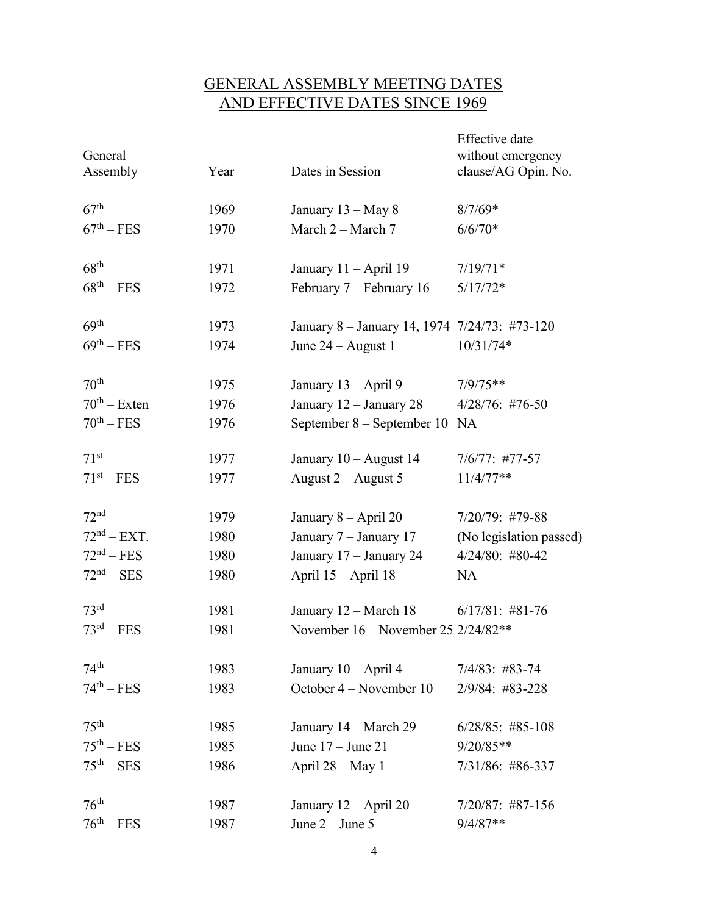# GENERAL ASSEMBLY MEETING DATES AND EFFECTIVE DATES SINCE 1969

| General Assembly | Year | Dates in Session | Effective date without emergency clause/AG Opin. No. |
|---|---|---|---|
| 67th | 1969 | January 13 – May 8 | 8/7/69* |
| 67th – FES | 1970 | March 2 – March 7 | 6/6/70* |
| 68th | 1971 | January 11 – April 19 | 7/19/71* |
| 68th – FES | 1972 | February 7 – February 16 | 5/17/72* |
| 69th | 1973 | January 8 – January 14, 1974 | 7/24/73: #73-120 |
| 69th – FES | 1974 | June 24 – August 1 | 10/31/74* |
| 70th | 1975 | January 13 – April 9 | 7/9/75** |
| 70th – Exten | 1976 | January 12 – January 28 | 4/28/76: #76-50 |
| 70th – FES | 1976 | September 8 – September 10 | NA |
| 71st | 1977 | January 10 – August 14 | 7/6/77: #77-57 |
| 71st – FES | 1977 | August 2 – August 5 | 11/4/77** |
| 72nd | 1979 | January 8 – April 20 | 7/20/79: #79-88 |
| 72nd – EXT. | 1980 | January 7 – January 17 | (No legislation passed) |
| 72nd – FES | 1980 | January 17 – January 24 | 4/24/80: #80-42 |
| 72nd – SES | 1980 | April 15 – April 18 | NA |
| 73rd | 1981 | January 12 – March 18 | 6/17/81: #81-76 |
| 73rd – FES | 1981 | November 16 – November 25 | 2/24/82** |
| 74th | 1983 | January 10 – April 4 | 7/4/83: #83-74 |
| 74th – FES | 1983 | October 4 – November 10 | 2/9/84: #83-228 |
| 75th | 1985 | January 14 – March 29 | 6/28/85: #85-108 |
| 75th – FES | 1985 | June 17 – June 21 | 9/20/85** |
| 75th – SES | 1986 | April 28 – May 1 | 7/31/86: #86-337 |
| 76th | 1987 | January 12 – April 20 | 7/20/87: #87-156 |
| 76th – FES | 1987 | June 2 – June 5 | 9/4/87** |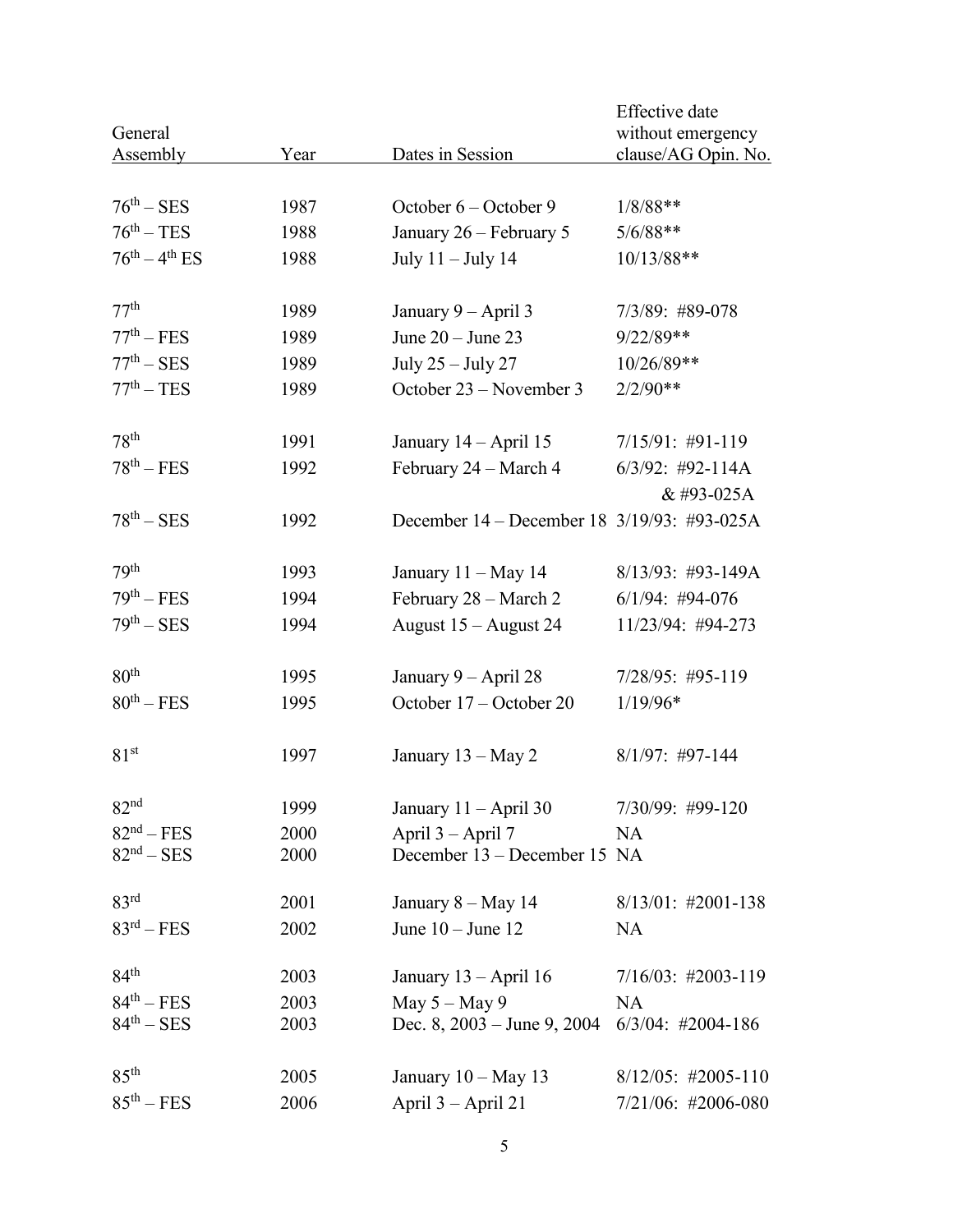| General Assembly | Year | Dates in Session | Effective date without emergency clause/AG Opin. No. |
|---|---|---|---|
| 76th – SES | 1987 | October 6 – October 9 | 1/8/88** |
| 76th – TES | 1988 | January 26 – February 5 | 5/6/88** |
| 76th – 4th ES | 1988 | July 11 – July 14 | 10/13/88** |
| 77th | 1989 | January 9 – April 3 | 7/3/89: #89-078 |
| 77th – FES | 1989 | June 20 – June 23 | 9/22/89** |
| 77th – SES | 1989 | July 25 – July 27 | 10/26/89** |
| 77th – TES | 1989 | October 23 – November 3 | 2/2/90** |
| 78th | 1991 | January 14 – April 15 | 7/15/91: #91-119 |
| 78th – FES | 1992 | February 24 – March 4 | 6/3/92: #92-114A & #93-025A |
| 78th – SES | 1992 | December 14 – December 18 | 3/19/93: #93-025A |
| 79th | 1993 | January 11 – May 14 | 8/13/93: #93-149A |
| 79th – FES | 1994 | February 28 – March 2 | 6/1/94: #94-076 |
| 79th – SES | 1994 | August 15 – August 24 | 11/23/94: #94-273 |
| 80th | 1995 | January 9 – April 28 | 7/28/95: #95-119 |
| 80th – FES | 1995 | October 17 – October 20 | 1/19/96* |
| 81st | 1997 | January 13 – May 2 | 8/1/97: #97-144 |
| 82nd | 1999 | January 11 – April 30 | 7/30/99: #99-120 |
| 82nd – FES | 2000 | April 3 – April 7 | NA |
| 82nd – SES | 2000 | December 13 – December 15 | NA |
| 83rd | 2001 | January 8 – May 14 | 8/13/01: #2001-138 |
| 83rd – FES | 2002 | June 10 – June 12 | NA |
| 84th | 2003 | January 13 – April 16 | 7/16/03: #2003-119 |
| 84th – FES | 2003 | May 5 – May 9 | NA |
| 84th – SES | 2003 | Dec. 8, 2003 – June 9, 2004 | 6/3/04: #2004-186 |
| 85th | 2005 | January 10 – May 13 | 8/12/05: #2005-110 |
| 85th – FES | 2006 | April 3 – April 21 | 7/21/06: #2006-080 |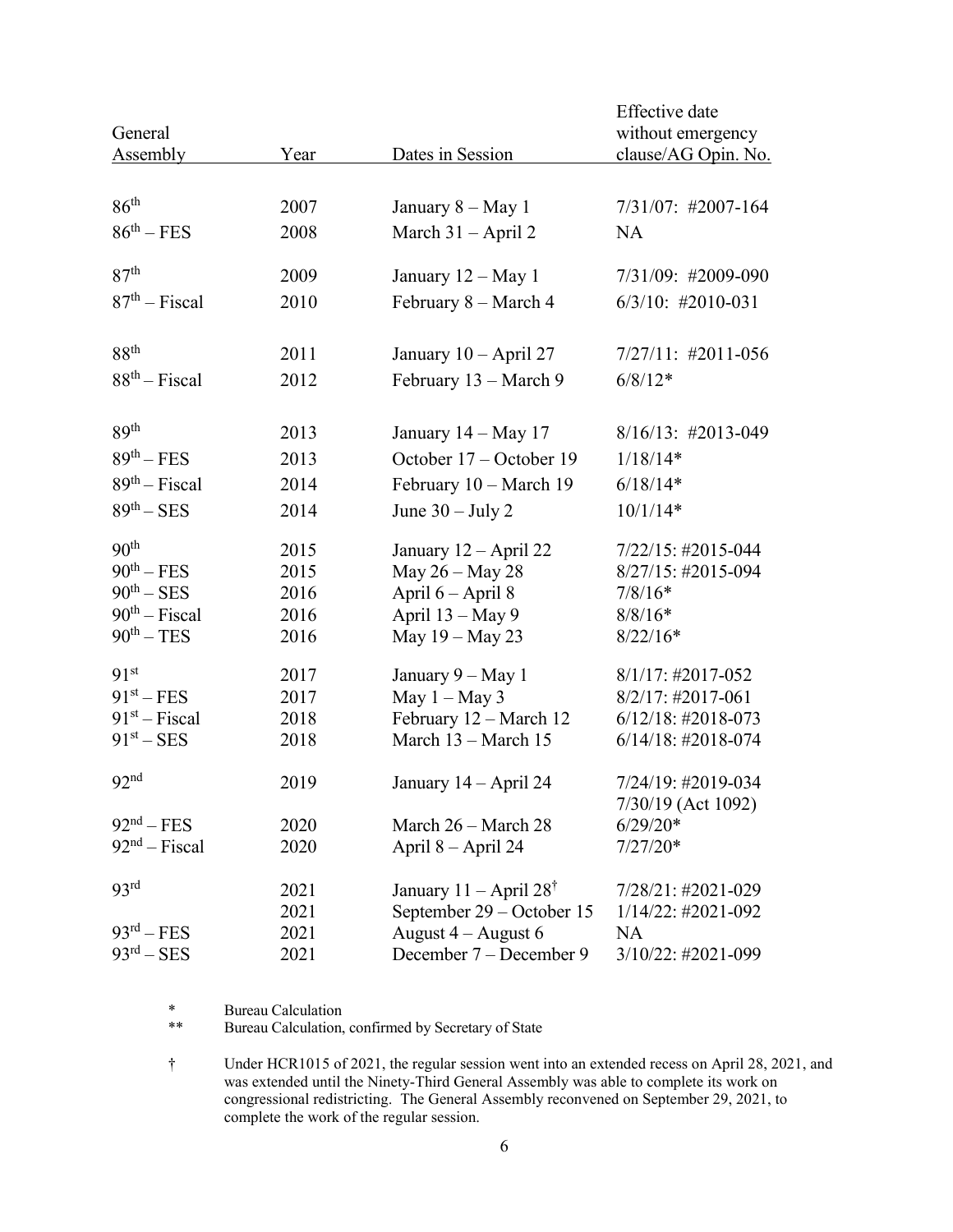| General Assembly | Year | Dates in Session | Effective date without emergency clause/AG Opin. No. |
|---|---|---|---|
| 86th | 2007 | January 8 – May 1 | 7/31/07: #2007-164 |
| 86th – FES | 2008 | March 31 – April 2 | NA |
| 87th | 2009 | January 12 – May 1 | 7/31/09: #2009-090 |
| 87th – Fiscal | 2010 | February 8 – March 4 | 6/3/10: #2010-031 |
| 88th | 2011 | January 10 – April 27 | 7/27/11: #2011-056 |
| 88th – Fiscal | 2012 | February 13 – March 9 | 6/8/12* |
| 89th | 2013 | January 14 – May 17 | 8/16/13: #2013-049 |
| 89th – FES | 2013 | October 17 – October 19 | 1/18/14* |
| 89th – Fiscal | 2014 | February 10 – March 19 | 6/18/14* |
| 89th – SES | 2014 | June 30 – July 2 | 10/1/14* |
| 90th | 2015 | January 12 – April 22 | 7/22/15: #2015-044 |
| 90th – FES | 2015 | May 26 – May 28 | 8/27/15: #2015-094 |
| 90th – SES | 2016 | April 6 – April 8 | 7/8/16* |
| 90th – Fiscal | 2016 | April 13 – May 9 | 8/8/16* |
| 90th – TES | 2016 | May 19 – May 23 | 8/22/16* |
| 91st | 2017 | January 9 – May 1 | 8/1/17: #2017-052 |
| 91st – FES | 2017 | May 1 – May 3 | 8/2/17: #2017-061 |
| 91st – Fiscal | 2018 | February 12 – March 12 | 6/12/18: #2018-073 |
| 91st – SES | 2018 | March 13 – March 15 | 6/14/18: #2018-074 |
| 92nd | 2019 | January 14 – April 24 | 7/24/19: #2019-034<br>7/30/19 (Act 1092) |
| 92nd – FES | 2020 | March 26 – March 28 | 6/29/20* |
| 92nd – Fiscal | 2020 | April 8 – April 24 | 7/27/20* |
| 93rd | 2021 | January 11 – April 28† | 7/28/21: #2021-029 |
| | 2021 | September 29 – October 15 | 1/14/22: #2021-092 |
| 93rd – FES | 2021 | August 4 – August 6 | NA |
| 93rd – SES | 2021 | December 7 – December 9 | 3/10/22: #2021-099 |

\* Bureau Calculation

\*\* Bureau Calculation, confirmed by Secretary of State

† Under HCR1015 of 2021, the regular session went into an extended recess on April 28, 2021, and was extended until the Ninety-Third General Assembly was able to complete its work on congressional redistricting. The General Assembly reconvened on September 29, 2021, to complete the work of the regular session.